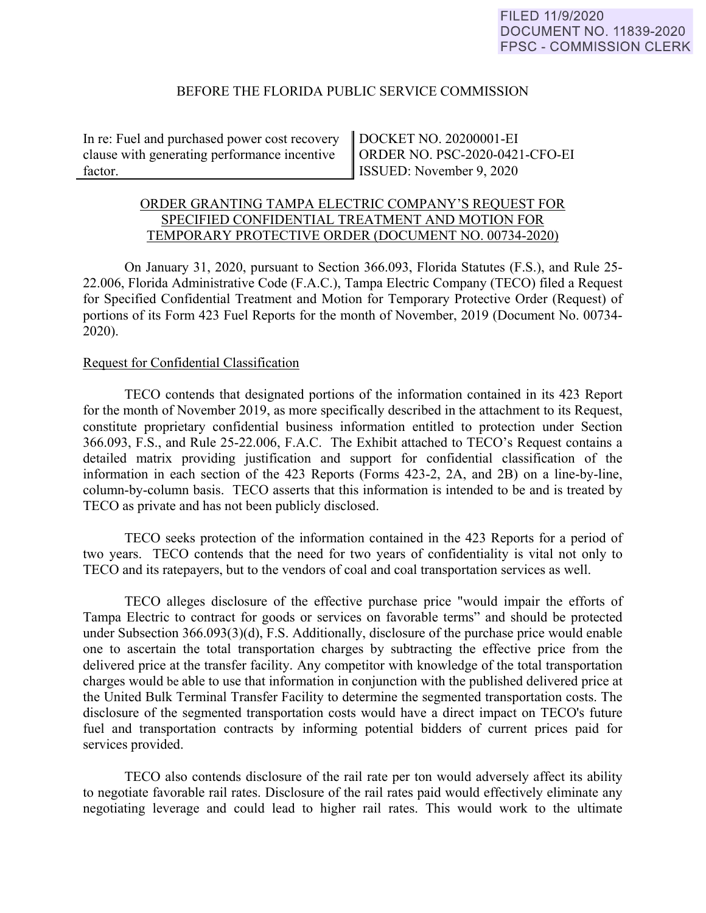FILED 11/9/2020
DOCUMENT NO. 11839-2020
FPSC - COMMISSION CLERK

BEFORE THE FLORIDA PUBLIC SERVICE COMMISSION

| In re: Fuel and purchased power cost recovery clause with generating performance incentive factor. | DOCKET NO. 20200001-EI<br>ORDER NO. PSC-2020-0421-CFO-EI<br>ISSUED: November 9, 2020 |
|---|---|

ORDER GRANTING TAMPA ELECTRIC COMPANY'S REQUEST FOR SPECIFIED CONFIDENTIAL TREATMENT AND MOTION FOR TEMPORARY PROTECTIVE ORDER (DOCUMENT NO. 00734-2020)

On January 31, 2020, pursuant to Section 366.093, Florida Statutes (F.S.), and Rule 25-22.006, Florida Administrative Code (F.A.C.), Tampa Electric Company (TECO) filed a Request for Specified Confidential Treatment and Motion for Temporary Protective Order (Request) of portions of its Form 423 Fuel Reports for the month of November, 2019 (Document No. 00734-2020).

Request for Confidential Classification

TECO contends that designated portions of the information contained in its 423 Report for the month of November 2019, as more specifically described in the attachment to its Request, constitute proprietary confidential business information entitled to protection under Section 366.093, F.S., and Rule 25-22.006, F.A.C. The Exhibit attached to TECO's Request contains a detailed matrix providing justification and support for confidential classification of the information in each section of the 423 Reports (Forms 423-2, 2A, and 2B) on a line-by-line, column-by-column basis. TECO asserts that this information is intended to be and is treated by TECO as private and has not been publicly disclosed.

TECO seeks protection of the information contained in the 423 Reports for a period of two years. TECO contends that the need for two years of confidentiality is vital not only to TECO and its ratepayers, but to the vendors of coal and coal transportation services as well.

TECO alleges disclosure of the effective purchase price "would impair the efforts of Tampa Electric to contract for goods or services on favorable terms" and should be protected under Subsection 366.093(3)(d), F.S. Additionally, disclosure of the purchase price would enable one to ascertain the total transportation charges by subtracting the effective price from the delivered price at the transfer facility. Any competitor with knowledge of the total transportation charges would be able to use that information in conjunction with the published delivered price at the United Bulk Terminal Transfer Facility to determine the segmented transportation costs. The disclosure of the segmented transportation costs would have a direct impact on TECO's future fuel and transportation contracts by informing potential bidders of current prices paid for services provided.

TECO also contends disclosure of the rail rate per ton would adversely affect its ability to negotiate favorable rail rates. Disclosure of the rail rates paid would effectively eliminate any negotiating leverage and could lead to higher rail rates. This would work to the ultimate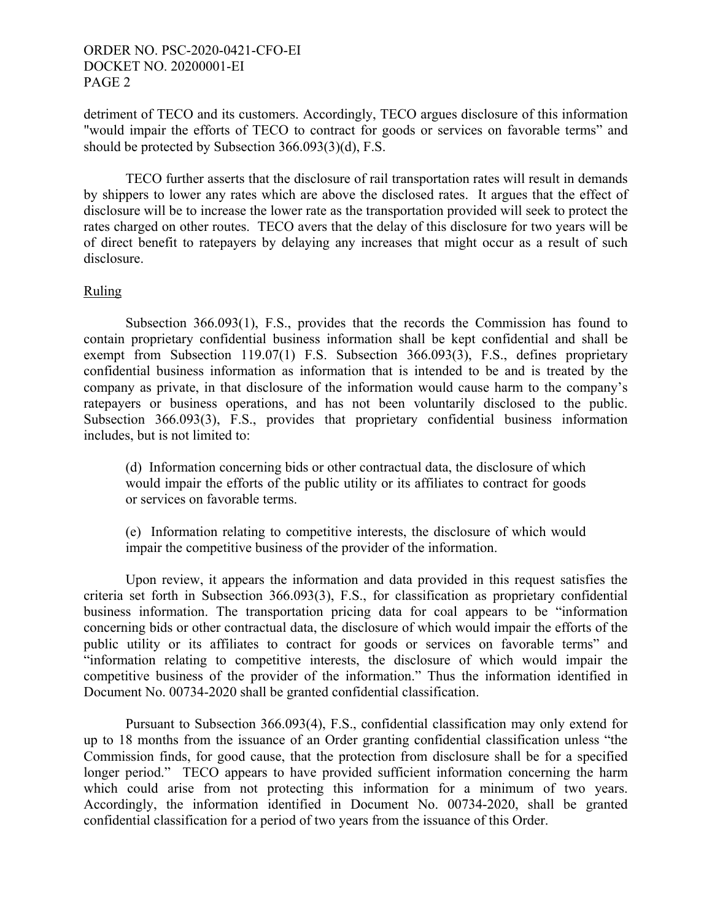detriment of TECO and its customers. Accordingly, TECO argues disclosure of this information "would impair the efforts of TECO to contract for goods or services on favorable terms" and should be protected by Subsection 366.093(3)(d), F.S.

TECO further asserts that the disclosure of rail transportation rates will result in demands by shippers to lower any rates which are above the disclosed rates. It argues that the effect of disclosure will be to increase the lower rate as the transportation provided will seek to protect the rates charged on other routes. TECO avers that the delay of this disclosure for two years will be of direct benefit to ratepayers by delaying any increases that might occur as a result of such disclosure.

Ruling

Subsection 366.093(1), F.S., provides that the records the Commission has found to contain proprietary confidential business information shall be kept confidential and shall be exempt from Subsection 119.07(1) F.S. Subsection 366.093(3), F.S., defines proprietary confidential business information as information that is intended to be and is treated by the company as private, in that disclosure of the information would cause harm to the company's ratepayers or business operations, and has not been voluntarily disclosed to the public. Subsection 366.093(3), F.S., provides that proprietary confidential business information includes, but is not limited to:

> (d) Information concerning bids or other contractual data, the disclosure of which would impair the efforts of the public utility or its affiliates to contract for goods or services on favorable terms.
>
> (e) Information relating to competitive interests, the disclosure of which would impair the competitive business of the provider of the information.

Upon review, it appears the information and data provided in this request satisfies the criteria set forth in Subsection 366.093(3), F.S., for classification as proprietary confidential business information. The transportation pricing data for coal appears to be "information concerning bids or other contractual data, the disclosure of which would impair the efforts of the public utility or its affiliates to contract for goods or services on favorable terms" and "information relating to competitive interests, the disclosure of which would impair the competitive business of the provider of the information." Thus the information identified in Document No. 00734-2020 shall be granted confidential classification.

Pursuant to Subsection 366.093(4), F.S., confidential classification may only extend for up to 18 months from the issuance of an Order granting confidential classification unless "the Commission finds, for good cause, that the protection from disclosure shall be for a specified longer period." TECO appears to have provided sufficient information concerning the harm which could arise from not protecting this information for a minimum of two years. Accordingly, the information identified in Document No. 00734-2020, shall be granted confidential classification for a period of two years from the issuance of this Order.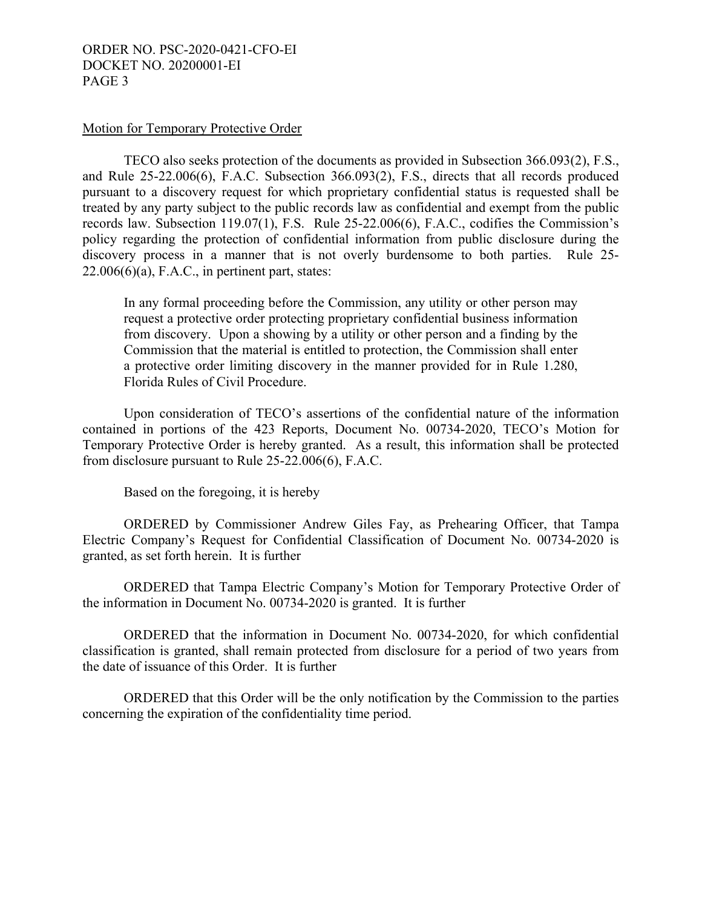Motion for Temporary Protective Order

TECO also seeks protection of the documents as provided in Subsection 366.093(2), F.S., and Rule 25-22.006(6), F.A.C. Subsection 366.093(2), F.S., directs that all records produced pursuant to a discovery request for which proprietary confidential status is requested shall be treated by any party subject to the public records law as confidential and exempt from the public records law. Subsection 119.07(1), F.S. Rule 25-22.006(6), F.A.C., codifies the Commission's policy regarding the protection of confidential information from public disclosure during the discovery process in a manner that is not overly burdensome to both parties. Rule 25-22.006(6)(a), F.A.C., in pertinent part, states:

> In any formal proceeding before the Commission, any utility or other person may request a protective order protecting proprietary confidential business information from discovery. Upon a showing by a utility or other person and a finding by the Commission that the material is entitled to protection, the Commission shall enter a protective order limiting discovery in the manner provided for in Rule 1.280, Florida Rules of Civil Procedure.

Upon consideration of TECO's assertions of the confidential nature of the information contained in portions of the 423 Reports, Document No. 00734-2020, TECO's Motion for Temporary Protective Order is hereby granted. As a result, this information shall be protected from disclosure pursuant to Rule 25-22.006(6), F.A.C.

Based on the foregoing, it is hereby

ORDERED by Commissioner Andrew Giles Fay, as Prehearing Officer, that Tampa Electric Company's Request for Confidential Classification of Document No. 00734-2020 is granted, as set forth herein. It is further

ORDERED that Tampa Electric Company's Motion for Temporary Protective Order of the information in Document No. 00734-2020 is granted. It is further

ORDERED that the information in Document No. 00734-2020, for which confidential classification is granted, shall remain protected from disclosure for a period of two years from the date of issuance of this Order. It is further

ORDERED that this Order will be the only notification by the Commission to the parties concerning the expiration of the confidentiality time period.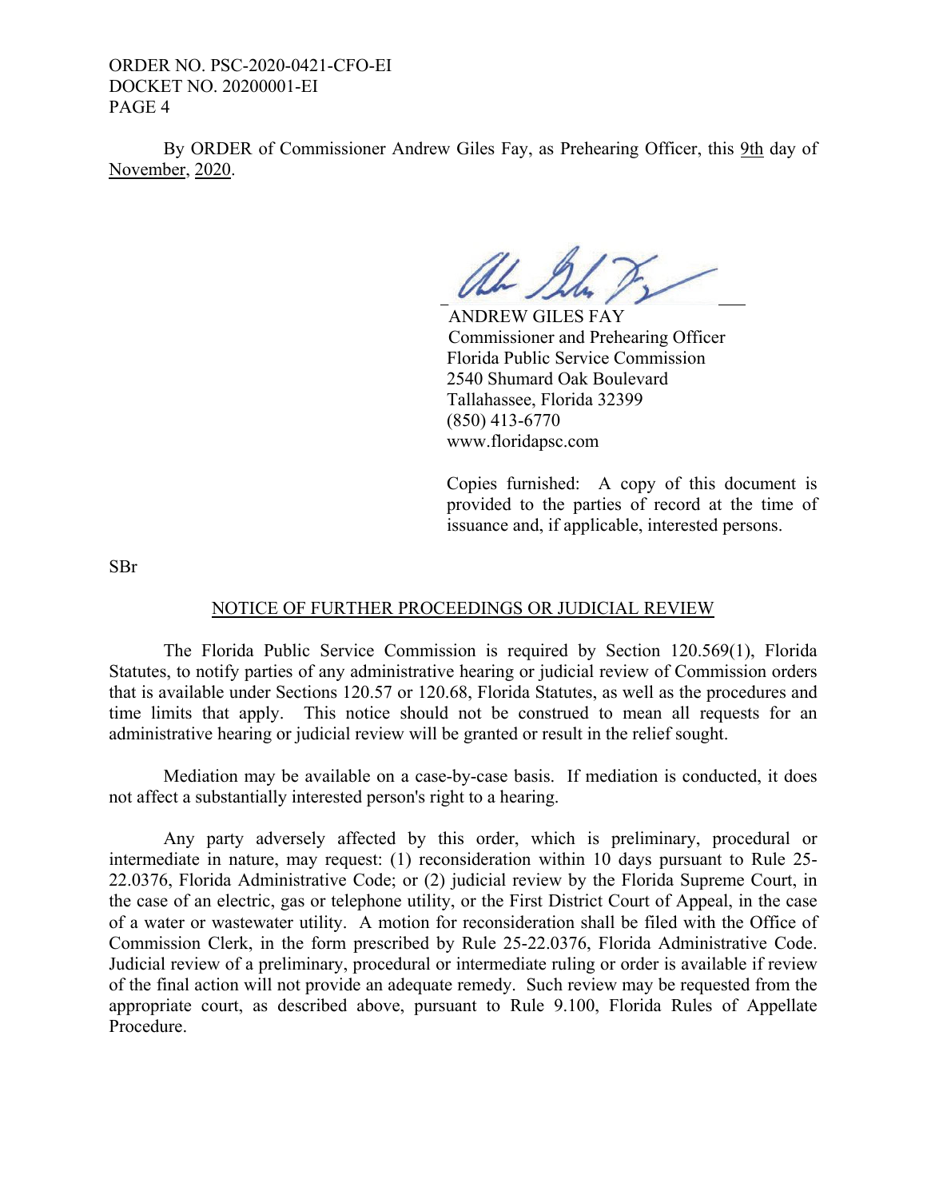By ORDER of Commissioner Andrew Giles Fay, as Prehearing Officer, this 9th day of November, 2020.

ANDREW GILES FAY
Commissioner and Prehearing Officer
Florida Public Service Commission
2540 Shumard Oak Boulevard
Tallahassee, Florida 32399
(850) 413-6770
www.floridapsc.com

Copies furnished: A copy of this document is provided to the parties of record at the time of issuance and, if applicable, interested persons.

SBr

## NOTICE OF FURTHER PROCEEDINGS OR JUDICIAL REVIEW

The Florida Public Service Commission is required by Section 120.569(1), Florida Statutes, to notify parties of any administrative hearing or judicial review of Commission orders that is available under Sections 120.57 or 120.68, Florida Statutes, as well as the procedures and time limits that apply. This notice should not be construed to mean all requests for an administrative hearing or judicial review will be granted or result in the relief sought.

Mediation may be available on a case-by-case basis. If mediation is conducted, it does not affect a substantially interested person's right to a hearing.

Any party adversely affected by this order, which is preliminary, procedural or intermediate in nature, may request: (1) reconsideration within 10 days pursuant to Rule 25-22.0376, Florida Administrative Code; or (2) judicial review by the Florida Supreme Court, in the case of an electric, gas or telephone utility, or the First District Court of Appeal, in the case of a water or wastewater utility. A motion for reconsideration shall be filed with the Office of Commission Clerk, in the form prescribed by Rule 25-22.0376, Florida Administrative Code. Judicial review of a preliminary, procedural or intermediate ruling or order is available if review of the final action will not provide an adequate remedy. Such review may be requested from the appropriate court, as described above, pursuant to Rule 9.100, Florida Rules of Appellate Procedure.